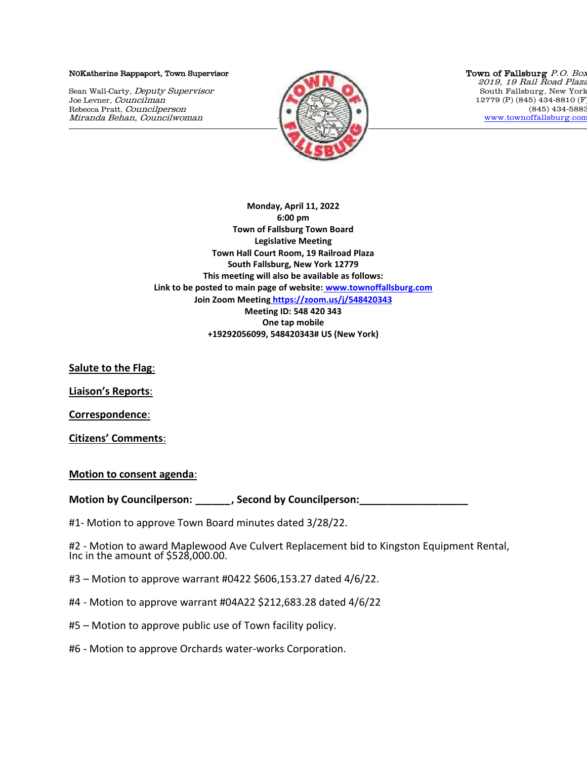N0Katherine Rappaport, Town Supervisor

Sean Wall-Carty, *Deputy Supervisor*
Joe Levner, *Councilman*
Rebecca Pratt, *Councilperson*
*Miranda Behan, Councilwoman*

Town of Fallsburg *P.O. Box 2019, 19 Rail Road Plaza*
South Fallsburg, New York
12779 (P) (845) 434-8810 (F)
(845) 434-5883
www.townoffallsburg.com

**Monday, April 11, 2022**
**6:00 pm**
**Town of Fallsburg Town Board**
**Legislative Meeting**
**Town Hall Court Room, 19 Railroad Plaza**
**South Fallsburg, New York 12779**
**This meeting will also be available as follows:**
**Link to be posted to main page of website: www.townoffallsburg.com**
**Join Zoom Meeting https://zoom.us/j/548420343**
**Meeting ID: 548 420 343**
**One tap mobile**
**+19292056099, 548420343# US (New York)**

**Salute to the Flag**:

**Liaison's Reports**:

**Correspondence**:

**Citizens' Comments**:

**Motion to consent agenda**:

**Motion by Councilperson: ______, Second by Councilperson:___________________**

#1- Motion to approve Town Board minutes dated 3/28/22.

#2 - Motion to award Maplewood Ave Culvert Replacement bid to Kingston Equipment Rental, Inc in the amount of $528,000.00.

#3 – Motion to approve warrant #0422 $606,153.27 dated 4/6/22.

#4 - Motion to approve warrant #04A22 $212,683.28 dated 4/6/22

#5 – Motion to approve public use of Town facility policy.

#6 - Motion to approve Orchards water-works Corporation.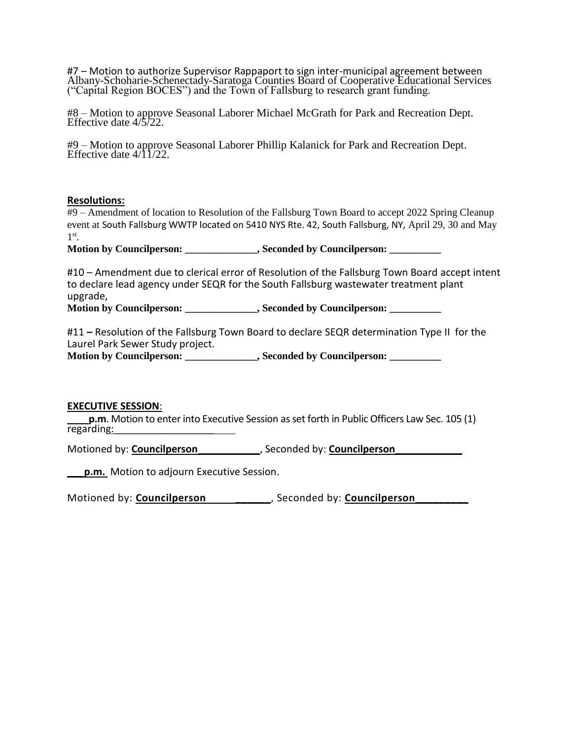#7 – Motion to authorize Supervisor Rappaport to sign inter-municipal agreement between Albany-Schoharie-Schenectady-Saratoga Counties Board of Cooperative Educational Services ("Capital Region BOCES") and the Town of Fallsburg to research grant funding.

#8 – Motion to approve Seasonal Laborer Michael McGrath for Park and Recreation Dept. Effective date 4/5/22.

#9 – Motion to approve Seasonal Laborer Phillip Kalanick for Park and Recreation Dept. Effective date 4/11/22.

**Resolutions:**

#9 – Amendment of location to Resolution of the Fallsburg Town Board to accept 2022 Spring Cleanup event at South Fallsburg WWTP located on 5410 NYS Rte. 42, South Fallsburg, NY, April 29, 30 and May 1st.

**Motion by Councilperson: ______________, Seconded by Councilperson: __________**

#10 – Amendment due to clerical error of Resolution of the Fallsburg Town Board accept intent to declare lead agency under SEQR for the South Fallsburg wastewater treatment plant upgrade,

**Motion by Councilperson: ______________, Seconded by Councilperson: __________**

#11 **–** Resolution of the Fallsburg Town Board to declare SEQR determination Type II for the Laurel Park Sewer Study project.

**Motion by Councilperson: ______________, Seconded by Councilperson: __________**

**EXECUTIVE SESSION**:

**____p.m**. Motion to enter into Executive Session as set forth in Public Officers Law Sec. 105 (1) regarding:________________________

Motioned by: **Councilperson___________**, Seconded by: **Councilperson____________**

**___p.m.** Motion to adjourn Executive Session.

Motioned by: **Councilperson __________**, Seconded by: **Councilperson_________**